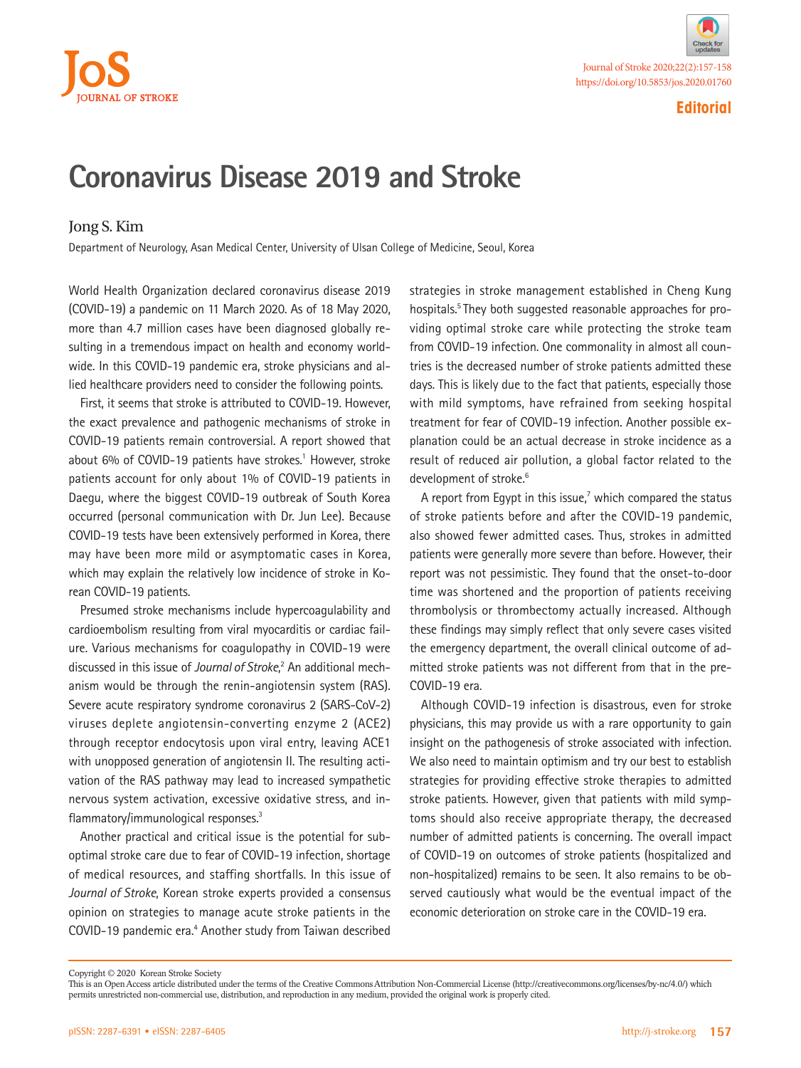Editorial

# Coronavirus Disease 2019 and Stroke

Jong S. Kim

Department of Neurology, Asan Medical Center, University of Ulsan College of Medicine, Seoul, Korea

World Health Organization declared coronavirus disease 2019 (COVID-19) a pandemic on 11 March 2020. As of 18 May 2020, more than 4.7 million cases have been diagnosed globally resulting in a tremendous impact on health and economy worldwide. In this COVID-19 pandemic era, stroke physicians and allied healthcare providers need to consider the following points.

First, it seems that stroke is attributed to COVID-19. However, the exact prevalence and pathogenic mechanisms of stroke in COVID-19 patients remain controversial. A report showed that about 6% of COVID-19 patients have strokes.[1] However, stroke patients account for only about 1% of COVID-19 patients in Daegu, where the biggest COVID-19 outbreak of South Korea occurred (personal communication with Dr. Jun Lee). Because COVID-19 tests have been extensively performed in Korea, there may have been more mild or asymptomatic cases in Korea, which may explain the relatively low incidence of stroke in Korean COVID-19 patients.

Presumed stroke mechanisms include hypercoagulability and cardioembolism resulting from viral myocarditis or cardiac failure. Various mechanisms for coagulopathy in COVID-19 were discussed in this issue of *Journal of Stroke*,[2] An additional mechanism would be through the renin-angiotensin system (RAS). Severe acute respiratory syndrome coronavirus 2 (SARS-CoV-2) viruses deplete angiotensin-converting enzyme 2 (ACE2) through receptor endocytosis upon viral entry, leaving ACE1 with unopposed generation of angiotensin II. The resulting activation of the RAS pathway may lead to increased sympathetic nervous system activation, excessive oxidative stress, and inflammatory/immunological responses.[3]

Another practical and critical issue is the potential for suboptimal stroke care due to fear of COVID-19 infection, shortage of medical resources, and staffing shortfalls. In this issue of *Journal of Stroke*, Korean stroke experts provided a consensus opinion on strategies to manage acute stroke patients in the COVID-19 pandemic era.[4] Another study from Taiwan described strategies in stroke management established in Cheng Kung hospitals.[5] They both suggested reasonable approaches for providing optimal stroke care while protecting the stroke team from COVID-19 infection. One commonality in almost all countries is the decreased number of stroke patients admitted these days. This is likely due to the fact that patients, especially those with mild symptoms, have refrained from seeking hospital treatment for fear of COVID-19 infection. Another possible explanation could be an actual decrease in stroke incidence as a result of reduced air pollution, a global factor related to the development of stroke.[6]

A report from Egypt in this issue,[7] which compared the status of stroke patients before and after the COVID-19 pandemic, also showed fewer admitted cases. Thus, strokes in admitted patients were generally more severe than before. However, their report was not pessimistic. They found that the onset-to-door time was shortened and the proportion of patients receiving thrombolysis or thrombectomy actually increased. Although these findings may simply reflect that only severe cases visited the emergency department, the overall clinical outcome of admitted stroke patients was not different from that in the pre-COVID-19 era.

Although COVID-19 infection is disastrous, even for stroke physicians, this may provide us with a rare opportunity to gain insight on the pathogenesis of stroke associated with infection. We also need to maintain optimism and try our best to establish strategies for providing effective stroke therapies to admitted stroke patients. However, given that patients with mild symptoms should also receive appropriate therapy, the decreased number of admitted patients is concerning. The overall impact of COVID-19 on outcomes of stroke patients (hospitalized and non-hospitalized) remains to be seen. It also remains to be observed cautiously what would be the eventual impact of the economic deterioration on stroke care in the COVID-19 era.

Copyright © 2020 Korean Stroke Society

This is an Open Access article distributed under the terms of the Creative Commons Attribution Non-Commercial License (http://creativecommons.org/licenses/by-nc/4.0/) which permits unrestricted non-commercial use, distribution, and reproduction in any medium, provided the original work is properly cited.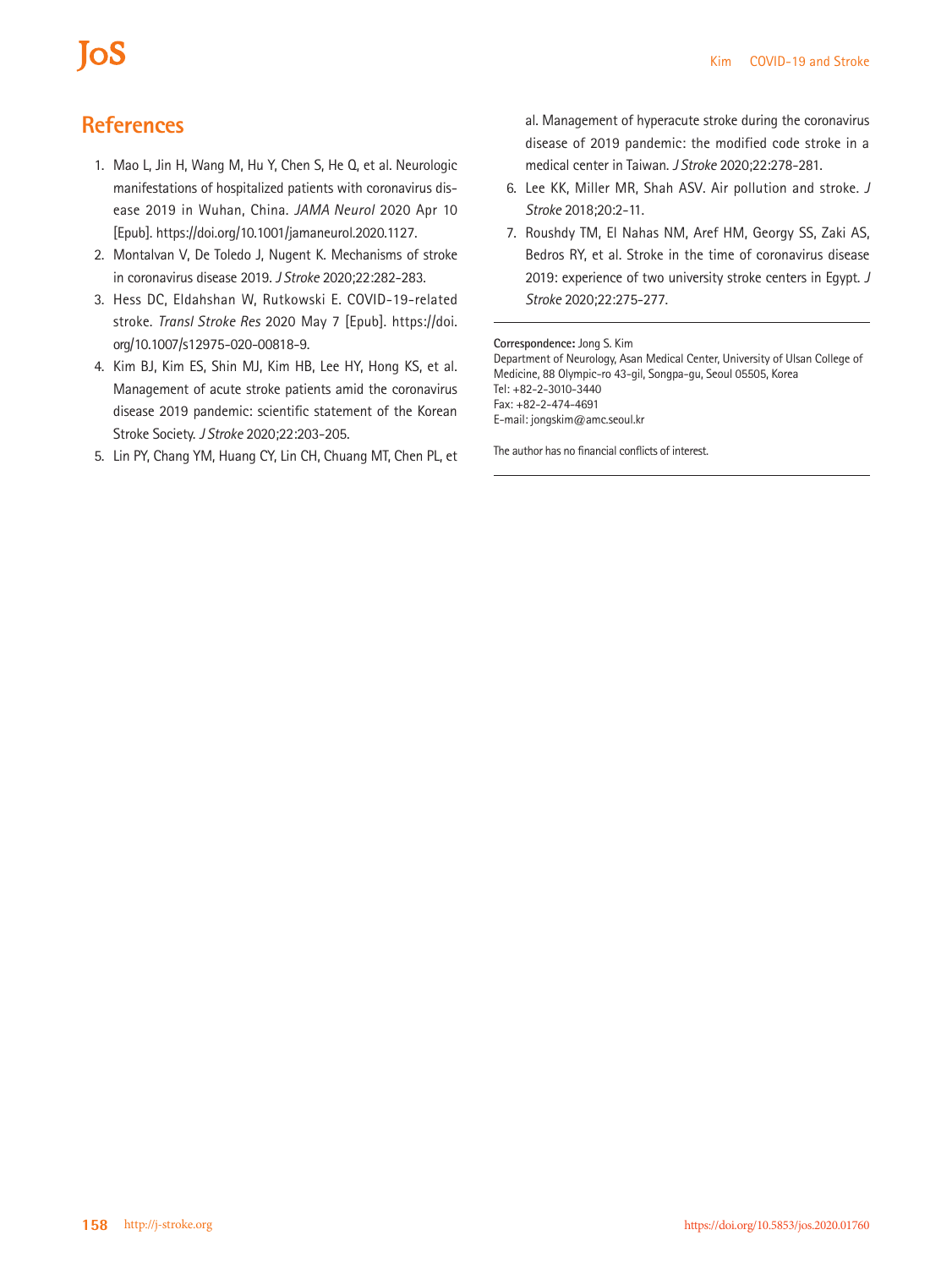## References

1. Mao L, Jin H, Wang M, Hu Y, Chen S, He Q, et al. Neurologic manifestations of hospitalized patients with coronavirus disease 2019 in Wuhan, China. *JAMA Neurol* 2020 Apr 10 [Epub]. https://doi.org/10.1001/jamaneurol.2020.1127.
2. Montalvan V, De Toledo J, Nugent K. Mechanisms of stroke in coronavirus disease 2019. *J Stroke* 2020;22:282-283.
3. Hess DC, Eldahshan W, Rutkowski E. COVID-19-related stroke. *Transl Stroke Res* 2020 May 7 [Epub]. https://doi.org/10.1007/s12975-020-00818-9.
4. Kim BJ, Kim ES, Shin MJ, Kim HB, Lee HY, Hong KS, et al. Management of acute stroke patients amid the coronavirus disease 2019 pandemic: scientific statement of the Korean Stroke Society. *J Stroke* 2020;22:203-205.
5. Lin PY, Chang YM, Huang CY, Lin CH, Chuang MT, Chen PL, et al. Management of hyperacute stroke during the coronavirus disease of 2019 pandemic: the modified code stroke in a medical center in Taiwan. *J Stroke* 2020;22:278-281.
6. Lee KK, Miller MR, Shah ASV. Air pollution and stroke. *J Stroke* 2018;20:2-11.
7. Roushdy TM, El Nahas NM, Aref HM, Georgy SS, Zaki AS, Bedros RY, et al. Stroke in the time of coronavirus disease 2019: experience of two university stroke centers in Egypt. *J Stroke* 2020;22:275-277.

---

**Correspondence:** Jong S. Kim
Department of Neurology, Asan Medical Center, University of Ulsan College of Medicine, 88 Olympic-ro 43-gil, Songpa-gu, Seoul 05505, Korea
Tel: +82-2-3010-3440
Fax: +82-2-474-4691
E-mail: jongskim@amc.seoul.kr

The author has no financial conflicts of interest.